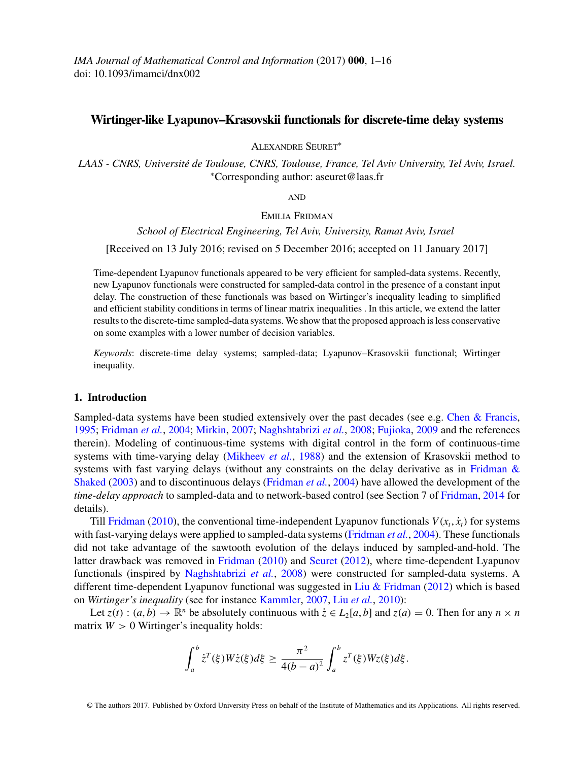# Wirtinger-like Lyapunov–Krasovskii functionals for discrete-time delay systems

ALEXANDRE SEURET*

*LAAS - CNRS, Université de Toulouse, CNRS, Toulouse, France, Tel Aviv University, Tel Aviv, Israel.*
*Corresponding author: aseuret@laas.fr

AND

EMILIA FRIDMAN

*School of Electrical Engineering, Tel Aviv, University, Ramat Aviv, Israel*

[Received on 13 July 2016; revised on 5 December 2016; accepted on 11 January 2017]

Time-dependent Lyapunov functionals appeared to be very efficient for sampled-data systems. Recently, new Lyapunov functionals were constructed for sampled-data control in the presence of a constant input delay. The construction of these functionals was based on Wirtinger's inequality leading to simplified and efficient stability conditions in terms of linear matrix inequalities . In this article, we extend the latter results to the discrete-time sampled-data systems. We show that the proposed approach is less conservative on some examples with a lower number of decision variables.

*Keywords*: discrete-time delay systems; sampled-data; Lyapunov–Krasovskii functional; Wirtinger inequality.

## 1. Introduction

Sampled-data systems have been studied extensively over the past decades (see e.g. Chen & Francis, 1995; Fridman *et al.*, 2004; Mirkin, 2007; Naghshtabrizi *et al.*, 2008; Fujioka, 2009 and the references therein). Modeling of continuous-time systems with digital control in the form of continuous-time systems with time-varying delay (Mikheev *et al.*, 1988) and the extension of Krasovskii method to systems with fast varying delays (without any constraints on the delay derivative as in Fridman & Shaked (2003) and to discontinuous delays (Fridman *et al.*, 2004) have allowed the development of the *time-delay approach* to sampled-data and to network-based control (see Section 7 of Fridman, 2014 for details).

Till Fridman (2010), the conventional time-independent Lyapunov functionals $V(x_t, \dot{x}_t)$ for systems with fast-varying delays were applied to sampled-data systems (Fridman *et al.*, 2004). These functionals did not take advantage of the sawtooth evolution of the delays induced by sampled-and-hold. The latter drawback was removed in Fridman (2010) and Seuret (2012), where time-dependent Lyapunov functionals (inspired by Naghshtabrizi *et al.*, 2008) were constructed for sampled-data systems. A different time-dependent Lyapunov functional was suggested in Liu & Fridman (2012) which is based on *Wirtinger's inequality* (see for instance Kammler, 2007, Liu *et al.*, 2010):

Let $z(t) : (a, b) \to \mathbb{R}^n$ be absolutely continuous with $\dot{z} \in L_2[a, b]$ and $z(a) = 0$. Then for any $n \times n$ matrix $W > 0$ Wirtinger's inequality holds:

$$\int_a^b \dot{z}^T(\xi) W \dot{z}(\xi) d\xi \geq \frac{\pi^2}{4(b-a)^2} \int_a^b z^T(\xi) W z(\xi) d\xi.$$

© The authors 2017. Published by Oxford University Press on behalf of the Institute of Mathematics and its Applications. All rights reserved.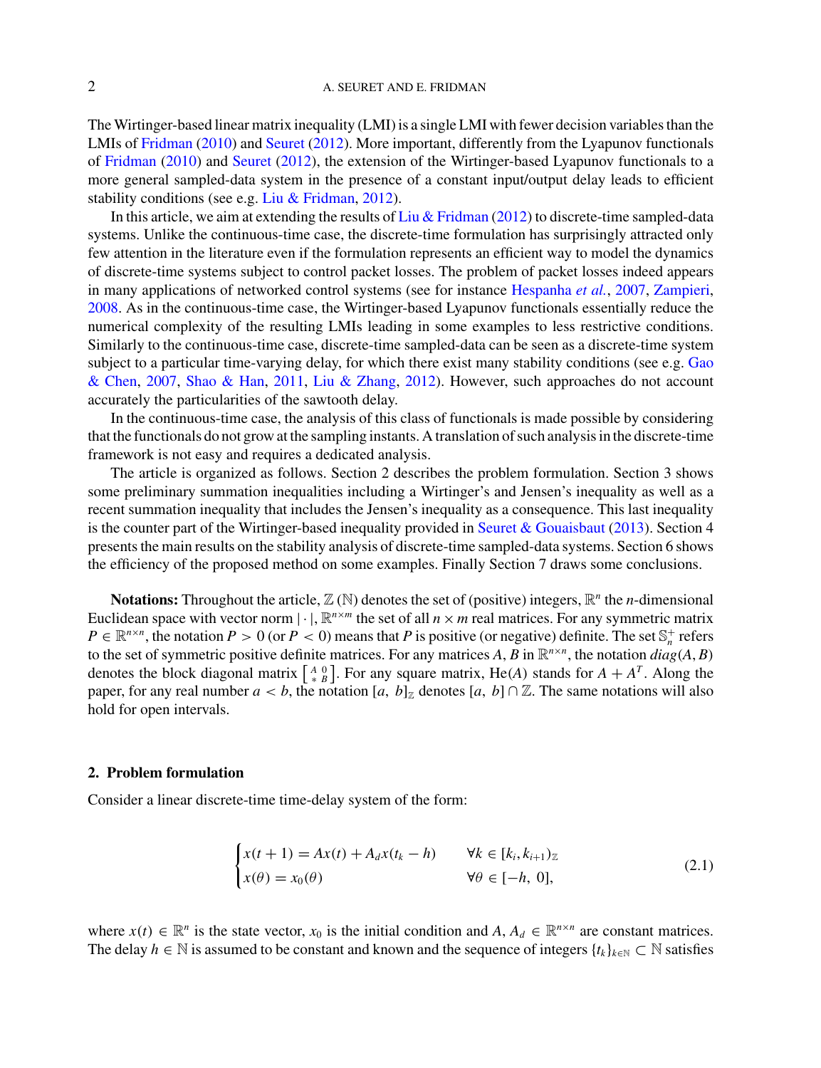The Wirtinger-based linear matrix inequality (LMI) is a single LMI with fewer decision variables than the LMIs of Fridman (2010) and Seuret (2012). More important, differently from the Lyapunov functionals of Fridman (2010) and Seuret (2012), the extension of the Wirtinger-based Lyapunov functionals to a more general sampled-data system in the presence of a constant input/output delay leads to efficient stability conditions (see e.g. Liu & Fridman, 2012).

In this article, we aim at extending the results of Liu & Fridman (2012) to discrete-time sampled-data systems. Unlike the continuous-time case, the discrete-time formulation has surprisingly attracted only few attention in the literature even if the formulation represents an efficient way to model the dynamics of discrete-time systems subject to control packet losses. The problem of packet losses indeed appears in many applications of networked control systems (see for instance Hespanha *et al.*, 2007, Zampieri, 2008. As in the continuous-time case, the Wirtinger-based Lyapunov functionals essentially reduce the numerical complexity of the resulting LMIs leading in some examples to less restrictive conditions. Similarly to the continuous-time case, discrete-time sampled-data can be seen as a discrete-time system subject to a particular time-varying delay, for which there exist many stability conditions (see e.g. Gao & Chen, 2007, Shao & Han, 2011, Liu & Zhang, 2012). However, such approaches do not account accurately the particularities of the sawtooth delay.

In the continuous-time case, the analysis of this class of functionals is made possible by considering that the functionals do not grow at the sampling instants. A translation of such analysis in the discrete-time framework is not easy and requires a dedicated analysis.

The article is organized as follows. Section 2 describes the problem formulation. Section 3 shows some preliminary summation inequalities including a Wirtinger's and Jensen's inequality as well as a recent summation inequality that includes the Jensen's inequality as a consequence. This last inequality is the counter part of the Wirtinger-based inequality provided in Seuret & Gouaisbaut (2013). Section 4 presents the main results on the stability analysis of discrete-time sampled-data systems. Section 6 shows the efficiency of the proposed method on some examples. Finally Section 7 draws some conclusions.

**Notations:** Throughout the article, $\mathbb{Z}$ ($\mathbb{N}$) denotes the set of (positive) integers, $\mathbb{R}^n$ the $n$-dimensional Euclidean space with vector norm $|\cdot|$, $\mathbb{R}^{n\times m}$ the set of all $n \times m$ real matrices. For any symmetric matrix $P \in \mathbb{R}^{n\times n}$, the notation $P > 0$ (or $P < 0$) means that $P$ is positive (or negative) definite. The set $\mathbb{S}_n^+$ refers to the set of symmetric positive definite matrices. For any matrices $A, B$ in $\mathbb{R}^{n\times n}$, the notation $diag(A, B)$ denotes the block diagonal matrix $\left[\begin{smallmatrix} A & 0 \\ * & B \end{smallmatrix}\right]$. For any square matrix, $\mathrm{He}(A)$ stands for $A + A^T$. Along the paper, for any real number $a < b$, the notation $[a,\ b]_{\mathbb{Z}}$ denotes $[a,\ b] \cap \mathbb{Z}$. The same notations will also hold for open intervals.

## 2. Problem formulation

Consider a linear discrete-time time-delay system of the form:

$$
\begin{cases}
x(t+1) = Ax(t) + A_d x(t_k - h) & \forall k \in [k_i, k_{i+1})_{\mathbb{Z}} \\
x(\theta) = x_0(\theta) & \forall \theta \in [-h,\ 0],
\end{cases}
\tag{2.1}
$$

where $x(t) \in \mathbb{R}^n$ is the state vector, $x_0$ is the initial condition and $A, A_d \in \mathbb{R}^{n\times n}$ are constant matrices. The delay $h \in \mathbb{N}$ is assumed to be constant and known and the sequence of integers $\{t_k\}_{k\in\mathbb{N}} \subset \mathbb{N}$ satisfies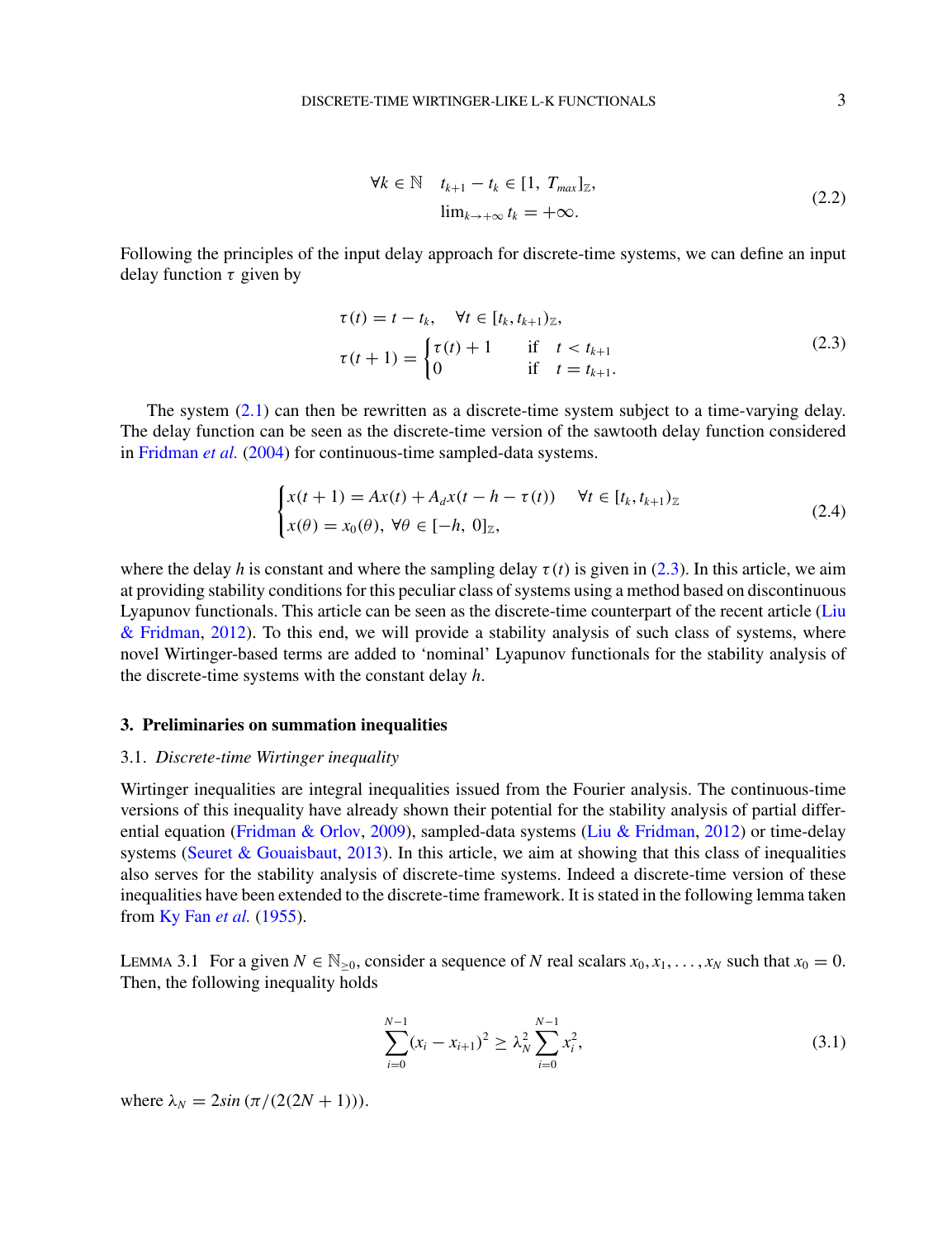$$
\begin{aligned}
\forall k \in \mathbb{N} \quad & t_{k+1} - t_k \in [1,\ T_{max}]_{\mathbb{Z}}, \\
& \lim_{k\to+\infty} t_k = +\infty.
\end{aligned}
\tag{2.2}
$$

Following the principles of the input delay approach for discrete-time systems, we can define an input delay function $\tau$ given by

$$
\begin{aligned}
\tau(t) &= t - t_k, \quad \forall t \in [t_k, t_{k+1})_{\mathbb{Z}}, \\
\tau(t+1) &= \begin{cases} \tau(t) + 1 & \text{if} \quad t < t_{k+1} \\ 0 & \text{if} \quad t = t_{k+1}. \end{cases}
\end{aligned}
\tag{2.3}
$$

The system (2.1) can then be rewritten as a discrete-time system subject to a time-varying delay. The delay function can be seen as the discrete-time version of the sawtooth delay function considered in Fridman *et al.* (2004) for continuous-time sampled-data systems.

$$
\begin{cases}
x(t+1) = Ax(t) + A_d x(t - h - \tau(t)) \quad & \forall t \in [t_k, t_{k+1})_{\mathbb{Z}} \\
x(\theta) = x_0(\theta),\ \forall \theta \in [-h,\ 0]_{\mathbb{Z}},
\end{cases}
\tag{2.4}
$$

where the delay $h$ is constant and where the sampling delay $\tau(t)$ is given in (2.3). In this article, we aim at providing stability conditions for this peculiar class of systems using a method based on discontinuous Lyapunov functionals. This article can be seen as the discrete-time counterpart of the recent article (Liu & Fridman, 2012). To this end, we will provide a stability analysis of such class of systems, where novel Wirtinger-based terms are added to 'nominal' Lyapunov functionals for the stability analysis of the discrete-time systems with the constant delay $h$.

## 3. Preliminaries on summation inequalities

### 3.1. *Discrete-time Wirtinger inequality*

Wirtinger inequalities are integral inequalities issued from the Fourier analysis. The continuous-time versions of this inequality have already shown their potential for the stability analysis of partial differential equation (Fridman & Orlov, 2009), sampled-data systems (Liu & Fridman, 2012) or time-delay systems (Seuret & Gouaisbaut, 2013). In this article, we aim at showing that this class of inequalities also serves for the stability analysis of discrete-time systems. Indeed a discrete-time version of these inequalities have been extended to the discrete-time framework. It is stated in the following lemma taken from Ky Fan *et al.* (1955).

LEMMA 3.1 For a given $N \in \mathbb{N}_{\geq 0}$, consider a sequence of $N$ real scalars $x_0, x_1, \ldots, x_N$ such that $x_0 = 0$. Then, the following inequality holds

$$
\sum_{i=0}^{N-1} (x_i - x_{i+1})^2 \geq \lambda_N^2 \sum_{i=0}^{N-1} x_i^2,
\tag{3.1}
$$

where $\lambda_N = 2sin\,(\pi/(2(2N+1)))$.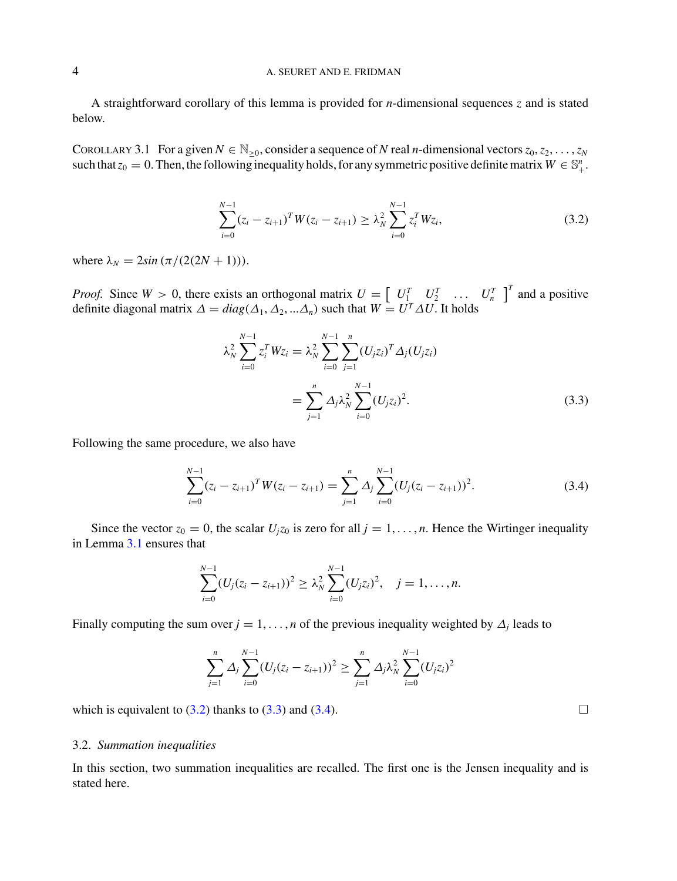A straightforward corollary of this lemma is provided for $n$-dimensional sequences $z$ and is stated below.

COROLLARY 3.1 For a given $N \in \mathbb{N}_{\geq 0}$, consider a sequence of $N$ real $n$-dimensional vectors $z_0, z_2, \ldots, z_N$ such that $z_0 = 0$. Then, the following inequality holds, for any symmetric positive definite matrix $W \in \mathbb{S}^n_+$.

$$\sum_{i=0}^{N-1} (z_i - z_{i+1})^T W (z_i - z_{i+1}) \geq \lambda_N^2 \sum_{i=0}^{N-1} z_i^T W z_i, \tag{3.2}$$

where $\lambda_N = 2sin\,(\pi/(2(2N+1)))$.

*Proof.* Since $W > 0$, there exists an orthogonal matrix $U = \begin{bmatrix} U_1^T & U_2^T & \ldots & U_n^T \end{bmatrix}^T$ and a positive definite diagonal matrix $\Delta = diag(\Delta_1, \Delta_2, \ldots \Delta_n)$ such that $W = U^T \Delta U$. It holds

$$\begin{aligned}
\lambda_N^2 \sum_{i=0}^{N-1} z_i^T W z_i &= \lambda_N^2 \sum_{i=0}^{N-1} \sum_{j=1}^{n} (U_j z_i)^T \Delta_j (U_j z_i) \\
&= \sum_{j=1}^{n} \Delta_j \lambda_N^2 \sum_{i=0}^{N-1} (U_j z_i)^2.
\end{aligned} \tag{3.3}$$

Following the same procedure, we also have

$$\sum_{i=0}^{N-1} (z_i - z_{i+1})^T W (z_i - z_{i+1}) = \sum_{j=1}^{n} \Delta_j \sum_{i=0}^{N-1} (U_j (z_i - z_{i+1}))^2. \tag{3.4}$$

Since the vector $z_0 = 0$, the scalar $U_j z_0$ is zero for all $j = 1, \ldots, n$. Hence the Wirtinger inequality in Lemma 3.1 ensures that

$$\sum_{i=0}^{N-1} (U_j (z_i - z_{i+1}))^2 \geq \lambda_N^2 \sum_{i=0}^{N-1} (U_j z_i)^2, \quad j = 1, \ldots, n.$$

Finally computing the sum over $j = 1, \ldots, n$ of the previous inequality weighted by $\Delta_j$ leads to

$$\sum_{j=1}^{n} \Delta_j \sum_{i=0}^{N-1} (U_j (z_i - z_{i+1}))^2 \geq \sum_{j=1}^{n} \Delta_j \lambda_N^2 \sum_{i=0}^{N-1} (U_j z_i)^2$$

which is equivalent to (3.2) thanks to (3.3) and (3.4). □

### 3.2. *Summation inequalities*

In this section, two summation inequalities are recalled. The first one is the Jensen inequality and is stated here.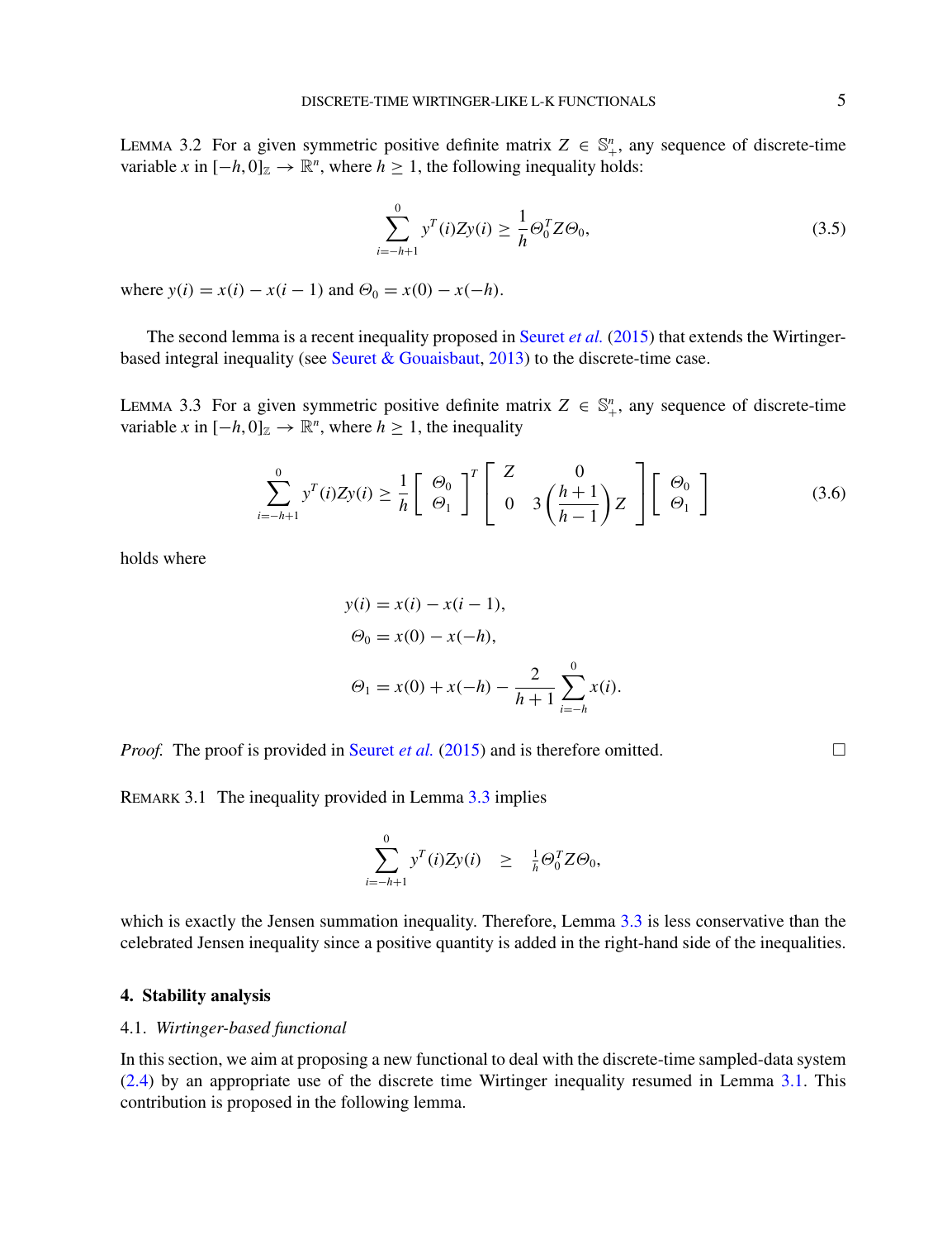LEMMA 3.2 For a given symmetric positive definite matrix $Z \in \mathbb{S}_+^n$, any sequence of discrete-time variable $x$ in $[-h, 0]_{\mathbb{Z}} \to \mathbb{R}^n$, where $h \geq 1$, the following inequality holds:

$$\sum_{i=-h+1}^{0} y^T(i)Zy(i) \geq \frac{1}{h}\Theta_0^T Z \Theta_0, \tag{3.5}$$

where $y(i) = x(i) - x(i-1)$ and $\Theta_0 = x(0) - x(-h)$.

The second lemma is a recent inequality proposed in Seuret *et al.* (2015) that extends the Wirtinger-based integral inequality (see Seuret & Gouaisbaut, 2013) to the discrete-time case.

LEMMA 3.3 For a given symmetric positive definite matrix $Z \in \mathbb{S}_+^n$, any sequence of discrete-time variable $x$ in $[-h, 0]_{\mathbb{Z}} \to \mathbb{R}^n$, where $h \geq 1$, the inequality

$$\sum_{i=-h+1}^{0} y^T(i)Zy(i) \geq \frac{1}{h}\begin{bmatrix} \Theta_0 \\ \Theta_1 \end{bmatrix}^T \begin{bmatrix} Z & 0 \\ 0 & 3\left(\dfrac{h+1}{h-1}\right)Z \end{bmatrix} \begin{bmatrix} \Theta_0 \\ \Theta_1 \end{bmatrix} \tag{3.6}$$

holds where

$$\begin{aligned}
y(i) &= x(i) - x(i-1), \\
\Theta_0 &= x(0) - x(-h), \\
\Theta_1 &= x(0) + x(-h) - \frac{2}{h+1}\sum_{i=-h}^{0} x(i).
\end{aligned}$$

*Proof.* The proof is provided in Seuret *et al.* (2015) and is therefore omitted. □

REMARK 3.1 The inequality provided in Lemma 3.3 implies

$$\sum_{i=-h+1}^{0} y^T(i)Zy(i) \quad \geq \quad \tfrac{1}{h}\Theta_0^T Z \Theta_0,$$

which is exactly the Jensen summation inequality. Therefore, Lemma 3.3 is less conservative than the celebrated Jensen inequality since a positive quantity is added in the right-hand side of the inequalities.

## 4. Stability analysis

### 4.1. *Wirtinger-based functional*

In this section, we aim at proposing a new functional to deal with the discrete-time sampled-data system (2.4) by an appropriate use of the discrete time Wirtinger inequality resumed in Lemma 3.1. This contribution is proposed in the following lemma.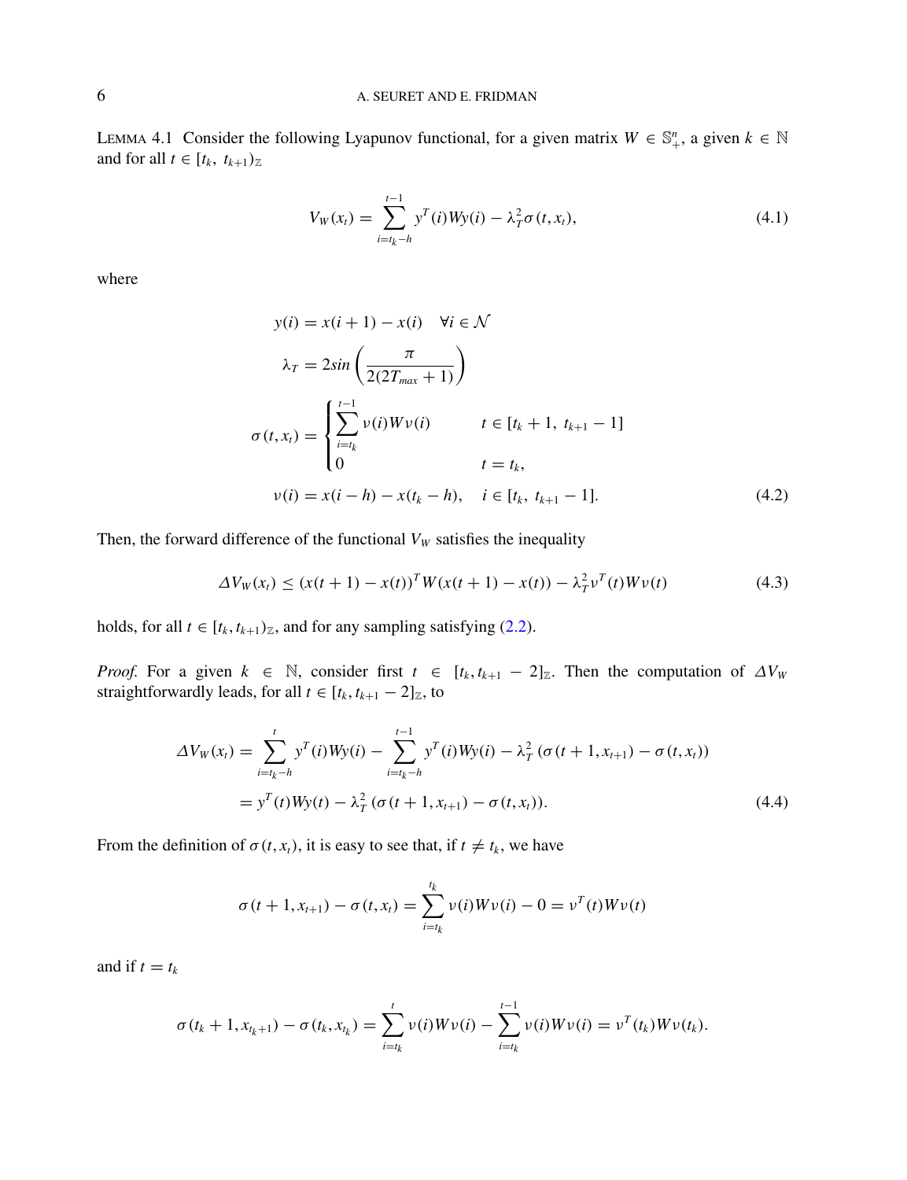LEMMA 4.1 Consider the following Lyapunov functional, for a given matrix $W \in \mathbb{S}_+^n$, a given $k \in \mathbb{N}$ and for all $t \in [t_k,\ t_{k+1})_{\mathbb{Z}}$

$$V_W(x_t) = \sum_{i=t_k-h}^{t-1} y^T(i)Wy(i) - \lambda_T^2 \sigma(t, x_t), \tag{4.1}$$

where

$$\begin{aligned}
y(i) &= x(i+1) - x(i) \quad \forall i \in \mathcal{N} \\
\lambda_T &= 2sin\left(\frac{\pi}{2(2T_{max}+1)}\right) \\
\sigma(t, x_t) &= \begin{cases} \displaystyle\sum_{i=t_k}^{t-1} \nu(i)W\nu(i) & t \in [t_k+1,\ t_{k+1}-1] \\ 0 & t = t_k, \end{cases} \\
\nu(i) &= x(i-h) - x(t_k - h), \quad i \in [t_k,\ t_{k+1}-1].
\end{aligned} \tag{4.2}$$

Then, the forward difference of the functional $V_W$ satisfies the inequality

$$\Delta V_W(x_t) \leq (x(t+1) - x(t))^T W (x(t+1) - x(t)) - \lambda_T^2 \nu^T(t) W \nu(t) \tag{4.3}$$

holds, for all $t \in [t_k, t_{k+1})_{\mathbb{Z}}$, and for any sampling satisfying (2.2).

*Proof.* For a given $k \in \mathbb{N}$, consider first $t \in [t_k, t_{k+1} - 2]_{\mathbb{Z}}$. Then the computation of $\Delta V_W$ straightforwardly leads, for all $t \in [t_k, t_{k+1} - 2]_{\mathbb{Z}}$, to

$$\begin{aligned}
\Delta V_W(x_t) &= \sum_{i=t_k-h}^{t} y^T(i)Wy(i) - \sum_{i=t_k-h}^{t-1} y^T(i)Wy(i) - \lambda_T^2 \left(\sigma(t+1, x_{t+1}) - \sigma(t, x_t)\right) \\
&= y^T(t)Wy(t) - \lambda_T^2 \left(\sigma(t+1, x_{t+1}) - \sigma(t, x_t)\right).
\end{aligned} \tag{4.4}$$

From the definition of $\sigma(t, x_t)$, it is easy to see that, if $t \neq t_k$, we have

$$\sigma(t+1, x_{t+1}) - \sigma(t, x_t) = \sum_{i=t_k}^{t_k} \nu(i)W\nu(i) - 0 = \nu^T(t)W\nu(t)$$

and if $t = t_k$

$$\sigma(t_k+1, x_{t_k+1}) - \sigma(t_k, x_{t_k}) = \sum_{i=t_k}^{t} \nu(i)W\nu(i) - \sum_{i=t_k}^{t-1} \nu(i)W\nu(i) = \nu^T(t_k)W\nu(t_k).$$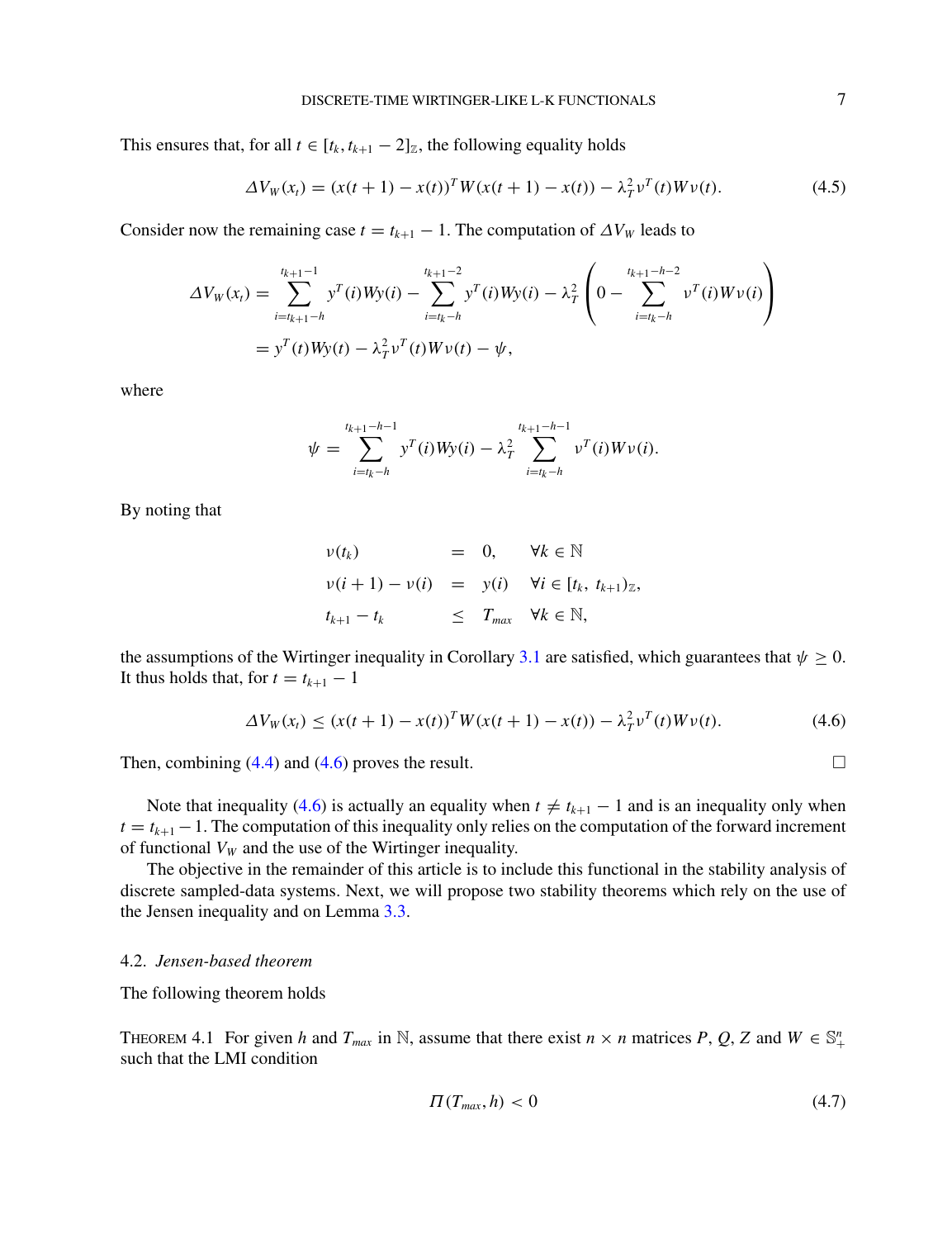This ensures that, for all $t \in [t_k, t_{k+1} - 2]_{\mathbb{Z}}$, the following equality holds

$$\Delta V_W(x_t) = (x(t+1) - x(t))^T W (x(t+1) - x(t)) - \lambda_T^2 \nu^T(t) W \nu(t). \tag{4.5}$$

Consider now the remaining case $t = t_{k+1} - 1$. The computation of $\Delta V_W$ leads to

$$\begin{aligned}
\Delta V_W(x_t) &= \sum_{i=t_{k+1}-h}^{t_{k+1}-1} y^T(i) W y(i) - \sum_{i=t_k-h}^{t_{k+1}-2} y^T(i) W y(i) - \lambda_T^2 \left( 0 - \sum_{i=t_k-h}^{t_{k+1}-h-2} \nu^T(i) W \nu(i) \right) \\
&= y^T(t) W y(t) - \lambda_T^2 \nu^T(t) W \nu(t) - \psi,
\end{aligned}$$

where

$$\psi = \sum_{i=t_k-h}^{t_{k+1}-h-1} y^T(i) W y(i) - \lambda_T^2 \sum_{i=t_k-h}^{t_{k+1}-h-1} \nu^T(i) W \nu(i).$$

By noting that

$$\begin{array}{lcll}
\nu(t_k) & = & 0, & \forall k \in \mathbb{N} \\
\nu(i+1) - \nu(i) & = & y(i) & \forall i \in [t_k,\ t_{k+1})_{\mathbb{Z}}, \\
t_{k+1} - t_k & \leq & T_{max} & \forall k \in \mathbb{N},
\end{array}$$

the assumptions of the Wirtinger inequality in Corollary 3.1 are satisfied, which guarantees that $\psi \geq 0$. It thus holds that, for $t = t_{k+1} - 1$

$$\Delta V_W(x_t) \leq (x(t+1) - x(t))^T W (x(t+1) - x(t)) - \lambda_T^2 \nu^T(t) W \nu(t). \tag{4.6}$$

Then, combining (4.4) and (4.6) proves the result. $\square$

Note that inequality (4.6) is actually an equality when $t \neq t_{k+1} - 1$ and is an inequality only when $t = t_{k+1} - 1$. The computation of this inequality only relies on the computation of the forward increment of functional $V_W$ and the use of the Wirtinger inequality.

The objective in the remainder of this article is to include this functional in the stability analysis of discrete sampled-data systems. Next, we will propose two stability theorems which rely on the use of the Jensen inequality and on Lemma 3.3.

### 4.2. *Jensen-based theorem*

The following theorem holds

THEOREM 4.1 For given $h$ and $T_{max}$ in $\mathbb{N}$, assume that there exist $n \times n$ matrices $P$, $Q$, $Z$ and $W \in \mathbb{S}_+^n$ such that the LMI condition

$$\Pi(T_{max}, h) < 0 \tag{4.7}$$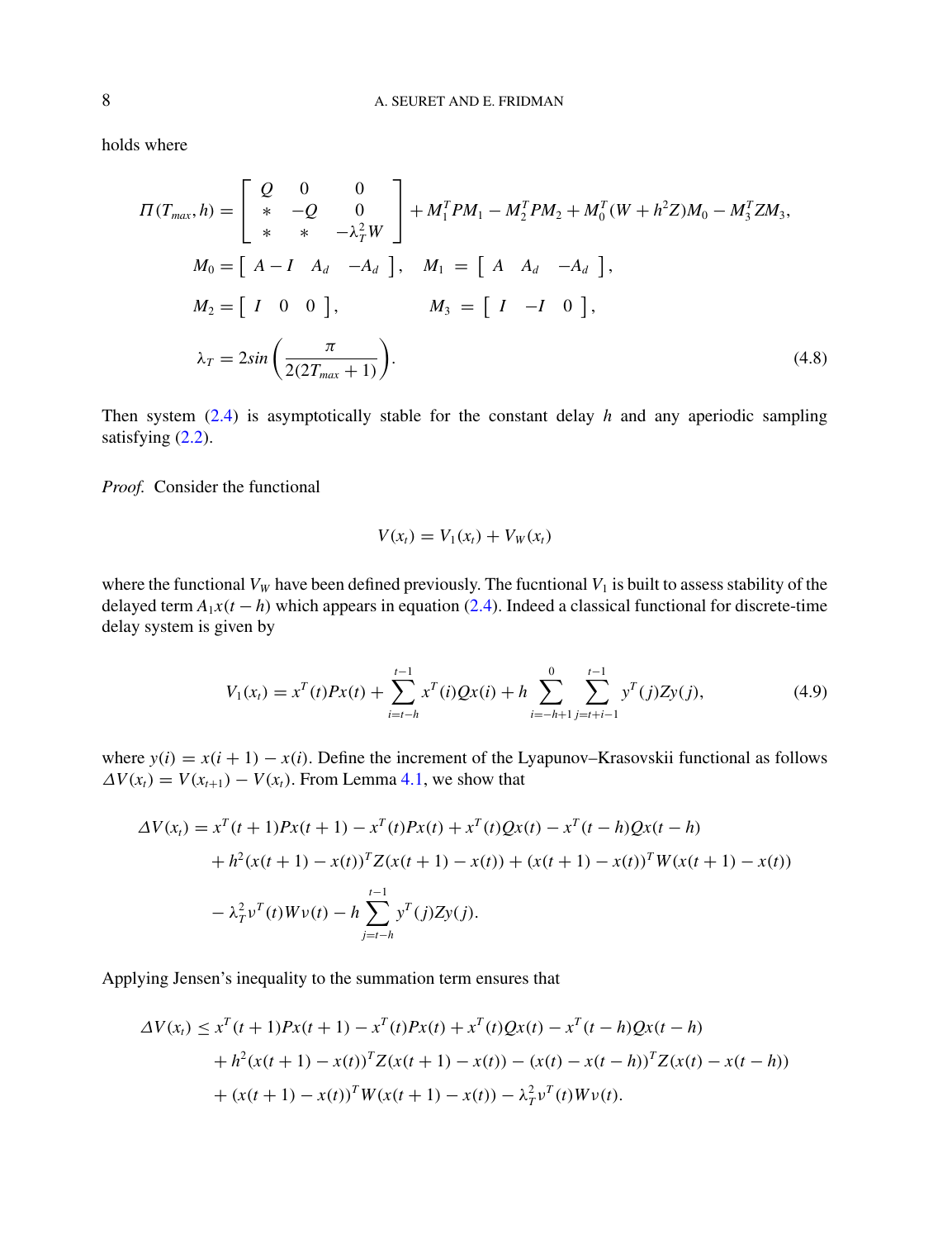holds where

$$
\begin{aligned}
\Pi(T_{max}, h) &= \begin{bmatrix} Q & 0 & 0 \\ * & -Q & 0 \\ * & * & -\lambda_T^2 W \end{bmatrix} + M_1^T P M_1 - M_2^T P M_2 + M_0^T (W + h^2 Z) M_0 - M_3^T Z M_3, \\
M_0 &= \begin{bmatrix} A - I & A_d & -A_d \end{bmatrix}, \quad M_1 = \begin{bmatrix} A & A_d & -A_d \end{bmatrix}, \\
M_2 &= \begin{bmatrix} I & 0 & 0 \end{bmatrix}, \qquad\qquad M_3 = \begin{bmatrix} I & -I & 0 \end{bmatrix}, \\
\lambda_T &= 2sin\left(\frac{\pi}{2(2T_{max}+1)}\right).
\end{aligned}
\tag{4.8}
$$

Then system (2.4) is asymptotically stable for the constant delay $h$ and any aperiodic sampling satisfying (2.2).

*Proof.* Consider the functional

$$V(x_t) = V_1(x_t) + V_W(x_t)$$

where the functional $V_W$ have been defined previously. The fucntional $V_1$ is built to assess stability of the delayed term $A_1 x(t-h)$ which appears in equation (2.4). Indeed a classical functional for discrete-time delay system is given by

$$V_1(x_t) = x^T(t) P x(t) + \sum_{i=t-h}^{t-1} x^T(i) Q x(i) + h \sum_{i=-h+1}^{0} \sum_{j=t+i-1}^{t-1} y^T(j) Z y(j), \tag{4.9}$$

where $y(i) = x(i+1) - x(i)$. Define the increment of the Lyapunov–Krasovskii functional as follows $\Delta V(x_t) = V(x_{t+1}) - V(x_t)$. From Lemma 4.1, we show that

$$
\begin{aligned}
\Delta V(x_t) &= x^T(t+1) P x(t+1) - x^T(t) P x(t) + x^T(t) Q x(t) - x^T(t-h) Q x(t-h) \\
&\quad + h^2 (x(t+1) - x(t))^T Z (x(t+1) - x(t)) + (x(t+1) - x(t))^T W (x(t+1) - x(t)) \\
&\quad - \lambda_T^2 \nu^T(t) W \nu(t) - h \sum_{j=t-h}^{t-1} y^T(j) Z y(j).
\end{aligned}
$$

Applying Jensen's inequality to the summation term ensures that

$$
\begin{aligned}
\Delta V(x_t) &\leq x^T(t+1) P x(t+1) - x^T(t) P x(t) + x^T(t) Q x(t) - x^T(t-h) Q x(t-h) \\
&\quad + h^2 (x(t+1) - x(t))^T Z (x(t+1) - x(t)) - (x(t) - x(t-h))^T Z (x(t) - x(t-h)) \\
&\quad + (x(t+1) - x(t))^T W (x(t+1) - x(t)) - \lambda_T^2 \nu^T(t) W \nu(t).
\end{aligned}
$$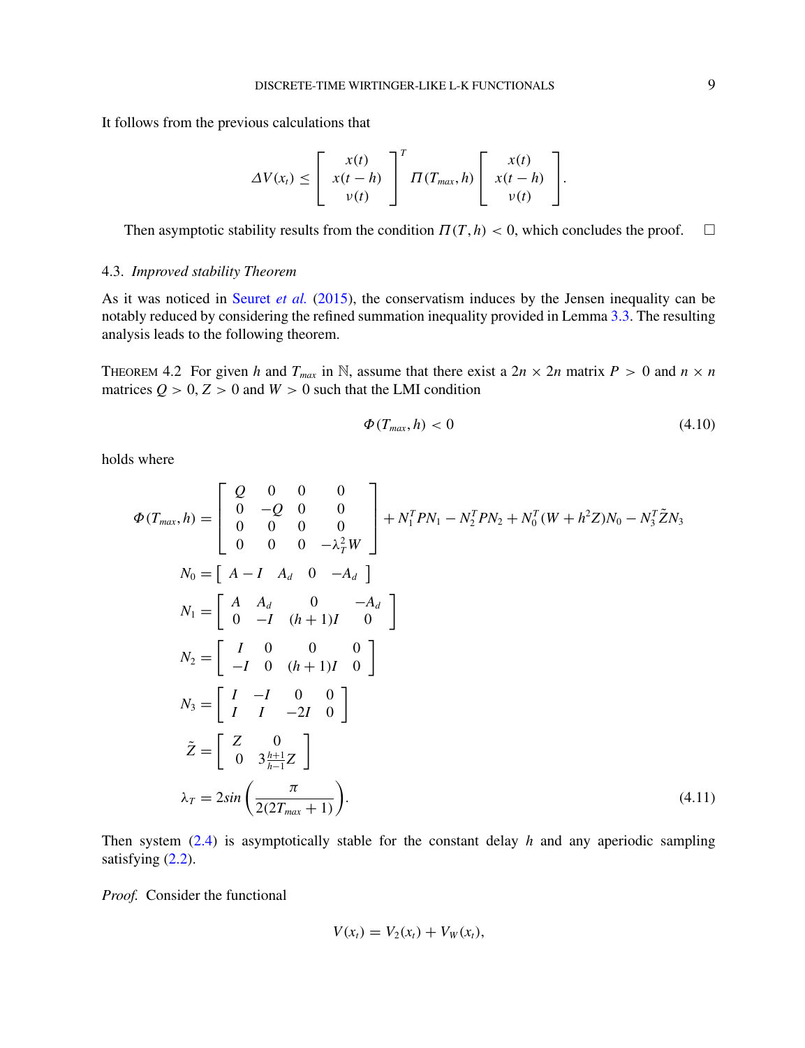It follows from the previous calculations that

$$\Delta V(x_t) \leq \begin{bmatrix} x(t) \\ x(t-h) \\ \nu(t) \end{bmatrix}^T \Pi(T_{max}, h) \begin{bmatrix} x(t) \\ x(t-h) \\ \nu(t) \end{bmatrix}.$$

Then asymptotic stability results from the condition $\Pi(T, h) < 0$, which concludes the proof. □

### 4.3. *Improved stability Theorem*

As it was noticed in Seuret *et al.* (2015), the conservatism induces by the Jensen inequality can be notably reduced by considering the refined summation inequality provided in Lemma 3.3. The resulting analysis leads to the following theorem.

THEOREM 4.2 For given $h$ and $T_{max}$ in $\mathbb{N}$, assume that there exist a $2n \times 2n$ matrix $P > 0$ and $n \times n$ matrices $Q > 0$, $Z > 0$ and $W > 0$ such that the LMI condition

$$\Phi(T_{max}, h) < 0 \tag{4.10}$$

holds where

$$\begin{aligned}
\Phi(T_{max}, h) &= \begin{bmatrix} Q & 0 & 0 & 0 \\ 0 & -Q & 0 & 0 \\ 0 & 0 & 0 & 0 \\ 0 & 0 & 0 & -\lambda_T^2 W \end{bmatrix} + N_1^T P N_1 - N_2^T P N_2 + N_0^T (W + h^2 Z) N_0 - N_3^T \tilde{Z} N_3 \\
N_0 &= \begin{bmatrix} A - I & A_d & 0 & -A_d \end{bmatrix} \\
N_1 &= \begin{bmatrix} A & A_d & 0 & -A_d \\ 0 & -I & (h+1)I & 0 \end{bmatrix} \\
N_2 &= \begin{bmatrix} I & 0 & 0 & 0 \\ -I & 0 & (h+1)I & 0 \end{bmatrix} \\
N_3 &= \begin{bmatrix} I & -I & 0 & 0 \\ I & I & -2I & 0 \end{bmatrix} \\
\tilde{Z} &= \begin{bmatrix} Z & 0 \\ 0 & 3\frac{h+1}{h-1} Z \end{bmatrix} \\
\lambda_T &= 2 sin\left(\frac{\pi}{2(2T_{max}+1)}\right).
\end{aligned} \tag{4.11}$$

Then system (2.4) is asymptotically stable for the constant delay $h$ and any aperiodic sampling satisfying (2.2).

*Proof.* Consider the functional

$$V(x_t) = V_2(x_t) + V_W(x_t),$$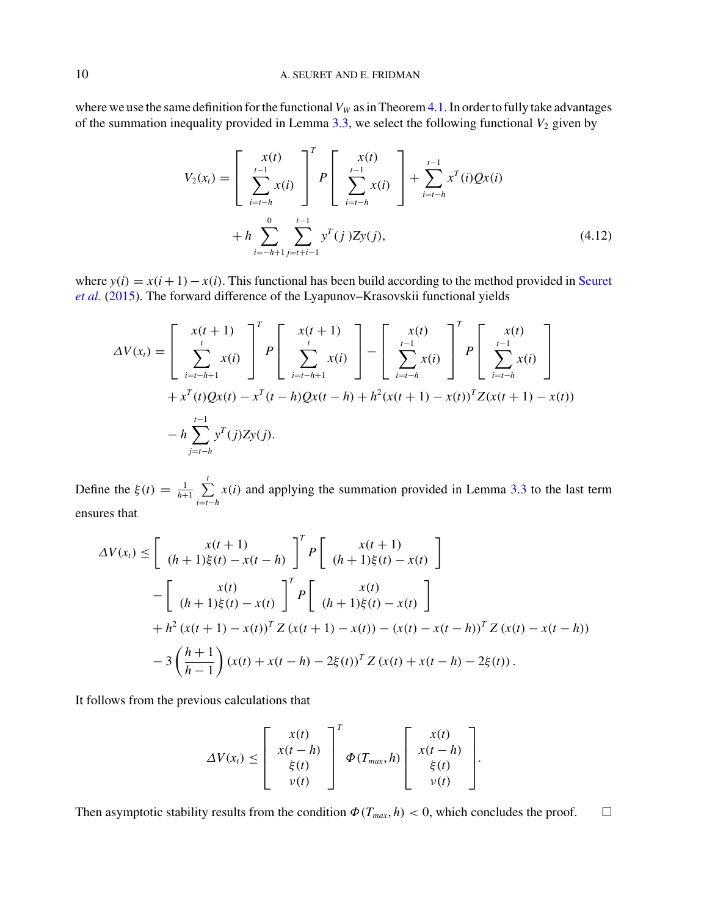where we use the same definition for the functional $V_W$ as in Theorem 4.1. In order to fully take advantages of the summation inequality provided in Lemma 3.3, we select the following functional $V_2$ given by

$$
\begin{aligned}
V_2(x_t) = & \begin{bmatrix} x(t) \\ \sum_{i=t-h}^{t-1} x(i) \end{bmatrix}^T P \begin{bmatrix} x(t) \\ \sum_{i=t-h}^{t-1} x(i) \end{bmatrix} + \sum_{i=t-h}^{t-1} x^T(i) Q x(i) \\
& + h \sum_{i=-h+1}^{0} \sum_{j=t+i-1}^{t-1} y^T(j) Z y(j),
\end{aligned} \tag{4.12}
$$

where $y(i) = x(i+1) - x(i)$. This functional has been build according to the method provided in Seuret *et al.* (2015). The forward difference of the Lyapunov–Krasovskii functional yields

$$
\begin{aligned}
\Delta V(x_t) = & \begin{bmatrix} x(t+1) \\ \sum_{i=t-h+1}^{t} x(i) \end{bmatrix}^T P \begin{bmatrix} x(t+1) \\ \sum_{i=t-h+1}^{t} x(i) \end{bmatrix} - \begin{bmatrix} x(t) \\ \sum_{i=t-h}^{t-1} x(i) \end{bmatrix}^T P \begin{bmatrix} x(t) \\ \sum_{i=t-h}^{t-1} x(i) \end{bmatrix} \\
& + x^T(t) Q x(t) - x^T(t-h) Q x(t-h) + h^2 (x(t+1) - x(t))^T Z (x(t+1) - x(t)) \\
& - h \sum_{j=t-h}^{t-1} y^T(j) Z y(j).
\end{aligned}
$$

Define the $\xi(t) = \frac{1}{h+1} \sum_{i=t-h}^{t} x(i)$ and applying the summation provided in Lemma 3.3 to the last term ensures that

$$
\begin{aligned}
\Delta V(x_t) \leq & \begin{bmatrix} x(t+1) \\ (h+1)\xi(t) - x(t-h) \end{bmatrix}^T P \begin{bmatrix} x(t+1) \\ (h+1)\xi(t) - x(t) \end{bmatrix} \\
& - \begin{bmatrix} x(t) \\ (h+1)\xi(t) - x(t) \end{bmatrix}^T P \begin{bmatrix} x(t) \\ (h+1)\xi(t) - x(t) \end{bmatrix} \\
& + h^2 (x(t+1) - x(t))^T Z (x(t+1) - x(t)) - (x(t) - x(t-h))^T Z (x(t) - x(t-h)) \\
& - 3 \left( \frac{h+1}{h-1} \right) (x(t) + x(t-h) - 2\xi(t))^T Z (x(t) + x(t-h) - 2\xi(t)).
\end{aligned}
$$

It follows from the previous calculations that

$$
\Delta V(x_t) \leq \begin{bmatrix} x(t) \\ x(t-h) \\ \xi(t) \\ v(t) \end{bmatrix}^T \Phi(T_{max}, h) \begin{bmatrix} x(t) \\ x(t-h) \\ \xi(t) \\ v(t) \end{bmatrix}.
$$

Then asymptotic stability results from the condition $\Phi(T_{max}, h) < 0$, which concludes the proof. □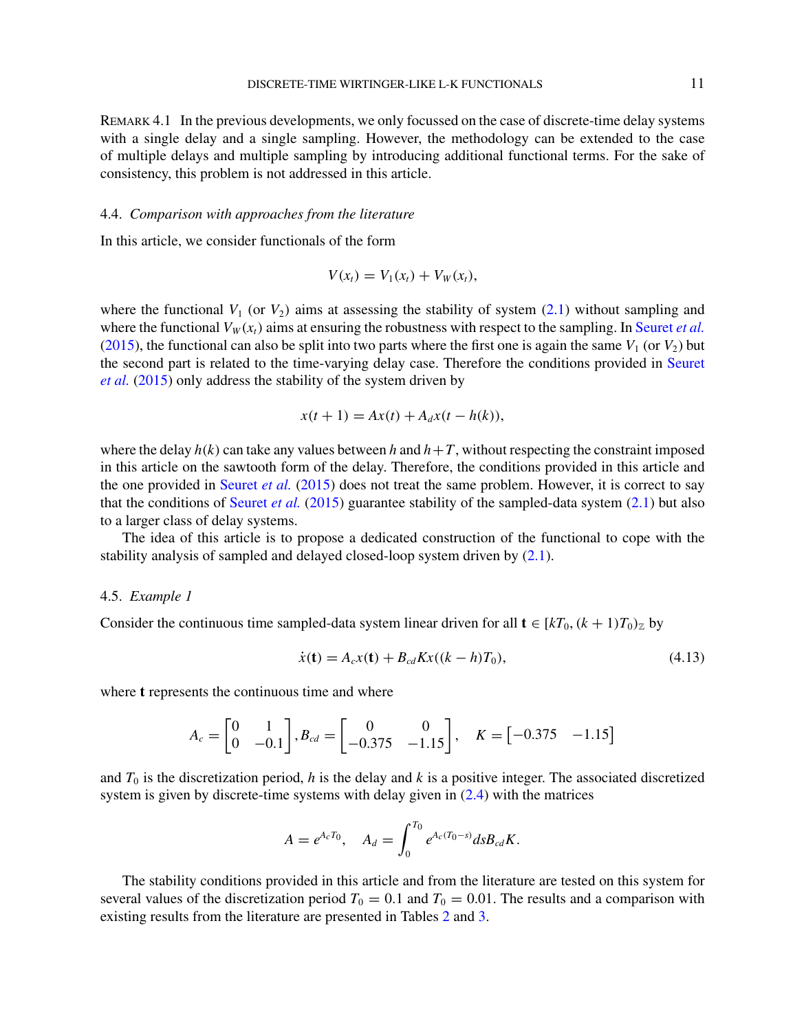REMARK 4.1 In the previous developments, we only focussed on the case of discrete-time delay systems with a single delay and a single sampling. However, the methodology can be extended to the case of multiple delays and multiple sampling by introducing additional functional terms. For the sake of consistency, this problem is not addressed in this article.

### 4.4. *Comparison with approaches from the literature*

In this article, we consider functionals of the form

$$V(x_t) = V_1(x_t) + V_W(x_t),$$

where the functional $V_1$ (or $V_2$) aims at assessing the stability of system (2.1) without sampling and where the functional $V_W(x_t)$ aims at ensuring the robustness with respect to the sampling. In Seuret *et al.* (2015), the functional can also be split into two parts where the first one is again the same $V_1$ (or $V_2$) but the second part is related to the time-varying delay case. Therefore the conditions provided in Seuret *et al.* (2015) only address the stability of the system driven by

$$x(t+1) = Ax(t) + A_d x(t-h(k)),$$

where the delay $h(k)$ can take any values between $h$ and $h+T$, without respecting the constraint imposed in this article on the sawtooth form of the delay. Therefore, the conditions provided in this article and the one provided in Seuret *et al.* (2015) does not treat the same problem. However, it is correct to say that the conditions of Seuret *et al.* (2015) guarantee stability of the sampled-data system (2.1) but also to a larger class of delay systems.

The idea of this article is to propose a dedicated construction of the functional to cope with the stability analysis of sampled and delayed closed-loop system driven by (2.1).

### 4.5. *Example 1*

Consider the continuous time sampled-data system linear driven for all $\mathbf{t} \in [kT_0, (k+1)T_0)_{\mathbb{Z}}$ by

$$\dot{x}(\mathbf{t}) = A_c x(\mathbf{t}) + B_{cd} K x((k-h)T_0), \tag{4.13}$$

where $\mathbf{t}$ represents the continuous time and where

$$A_c = \begin{bmatrix} 0 & 1 \\ 0 & -0.1 \end{bmatrix}, B_{cd} = \begin{bmatrix} 0 & 0 \\ -0.375 & -1.15 \end{bmatrix}, \quad K = \begin{bmatrix} -0.375 & -1.15 \end{bmatrix}$$

and $T_0$ is the discretization period, $h$ is the delay and $k$ is a positive integer. The associated discretized system is given by discrete-time systems with delay given in (2.4) with the matrices

$$A = e^{A_c T_0}, \quad A_d = \int_0^{T_0} e^{A_c (T_0 - s)} ds B_{cd} K.$$

The stability conditions provided in this article and from the literature are tested on this system for several values of the discretization period $T_0 = 0.1$ and $T_0 = 0.01$. The results and a comparison with existing results from the literature are presented in Tables 2 and 3.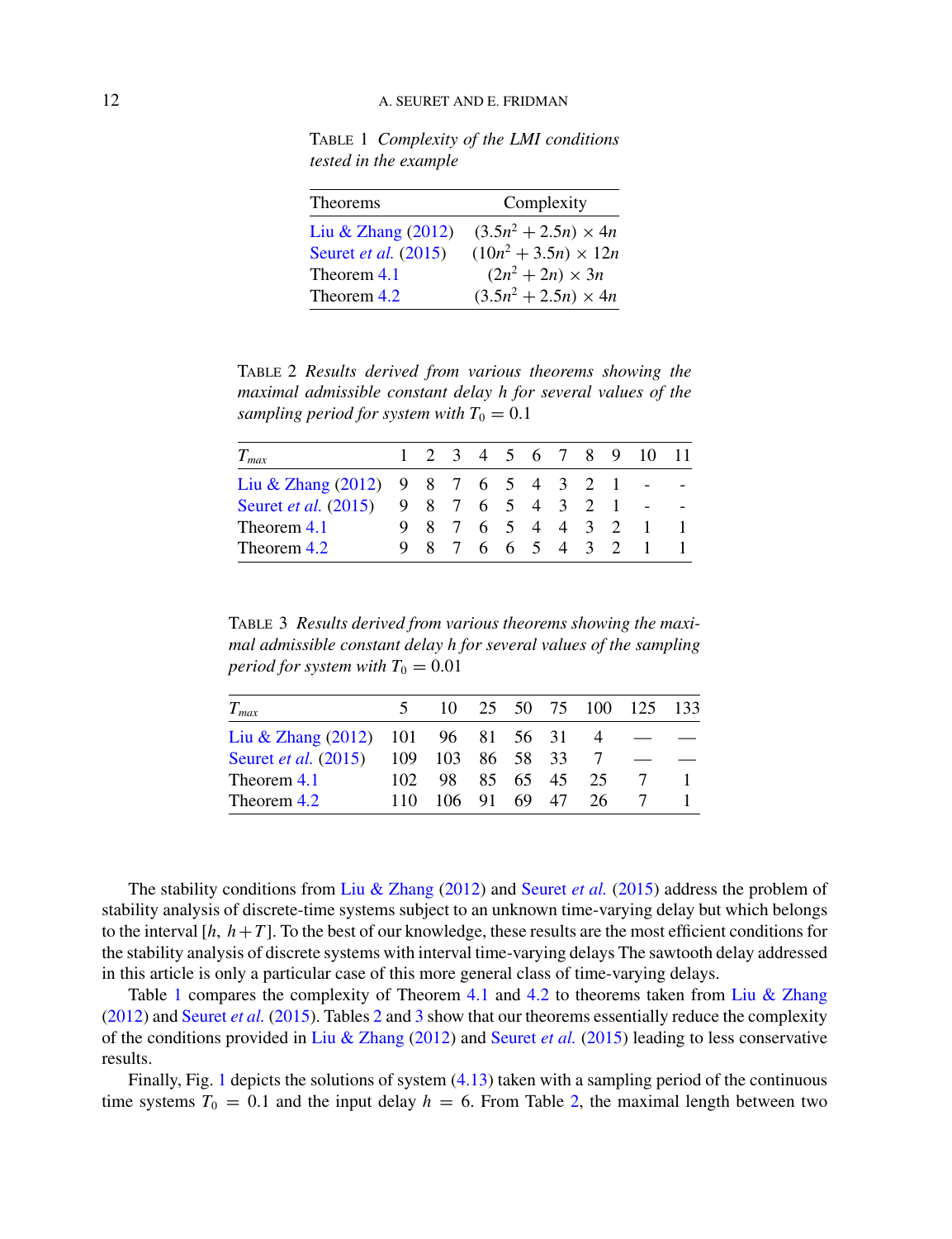TABLE 1 *Complexity of the LMI conditions tested in the example*

| Theorems | Complexity |
|---|---|
| Liu & Zhang (2012) | $(3.5n^2 + 2.5n) \times 4n$ |
| Seuret *et al.* (2015) | $(10n^2 + 3.5n) \times 12n$ |
| Theorem 4.1 | $(2n^2 + 2n) \times 3n$ |
| Theorem 4.2 | $(3.5n^2 + 2.5n) \times 4n$ |

TABLE 2 *Results derived from various theorems showing the maximal admissible constant delay h for several values of the sampling period for system with* $T_0 = 0.1$

| $T_{max}$ | 1 | 2 | 3 | 4 | 5 | 6 | 7 | 8 | 9 | 10 | 11 |
|---|---|---|---|---|---|---|---|---|---|---|---|
| Liu & Zhang (2012) | 9 | 8 | 7 | 6 | 5 | 4 | 3 | 2 | 1 | - | - |
| Seuret *et al.* (2015) | 9 | 8 | 7 | 6 | 5 | 4 | 3 | 2 | 1 | - | - |
| Theorem 4.1 | 9 | 8 | 7 | 6 | 5 | 4 | 4 | 3 | 2 | 1 | 1 |
| Theorem 4.2 | 9 | 8 | 7 | 6 | 6 | 5 | 4 | 3 | 2 | 1 | 1 |

TABLE 3 *Results derived from various theorems showing the maximal admissible constant delay h for several values of the sampling period for system with* $T_0 = 0.01$

| $T_{max}$ | 5 | 10 | 25 | 50 | 75 | 100 | 125 | 133 |
|---|---|---|---|---|---|---|---|---|
| Liu & Zhang (2012) | 101 | 96 | 81 | 56 | 31 | 4 | — | — |
| Seuret *et al.* (2015) | 109 | 103 | 86 | 58 | 33 | 7 | — | — |
| Theorem 4.1 | 102 | 98 | 85 | 65 | 45 | 25 | 7 | 1 |
| Theorem 4.2 | 110 | 106 | 91 | 69 | 47 | 26 | 7 | 1 |

The stability conditions from Liu & Zhang (2012) and Seuret *et al.* (2015) address the problem of stability analysis of discrete-time systems subject to an unknown time-varying delay but which belongs to the interval $[h, h+T]$. To the best of our knowledge, these results are the most efficient conditions for the stability analysis of discrete systems with interval time-varying delays The sawtooth delay addressed in this article is only a particular case of this more general class of time-varying delays.

Table 1 compares the complexity of Theorem 4.1 and 4.2 to theorems taken from Liu & Zhang (2012) and Seuret *et al.* (2015). Tables 2 and 3 show that our theorems essentially reduce the complexity of the conditions provided in Liu & Zhang (2012) and Seuret *et al.* (2015) leading to less conservative results.

Finally, Fig. 1 depicts the solutions of system (4.13) taken with a sampling period of the continuous time systems $T_0 = 0.1$ and the input delay $h = 6$. From Table 2, the maximal length between two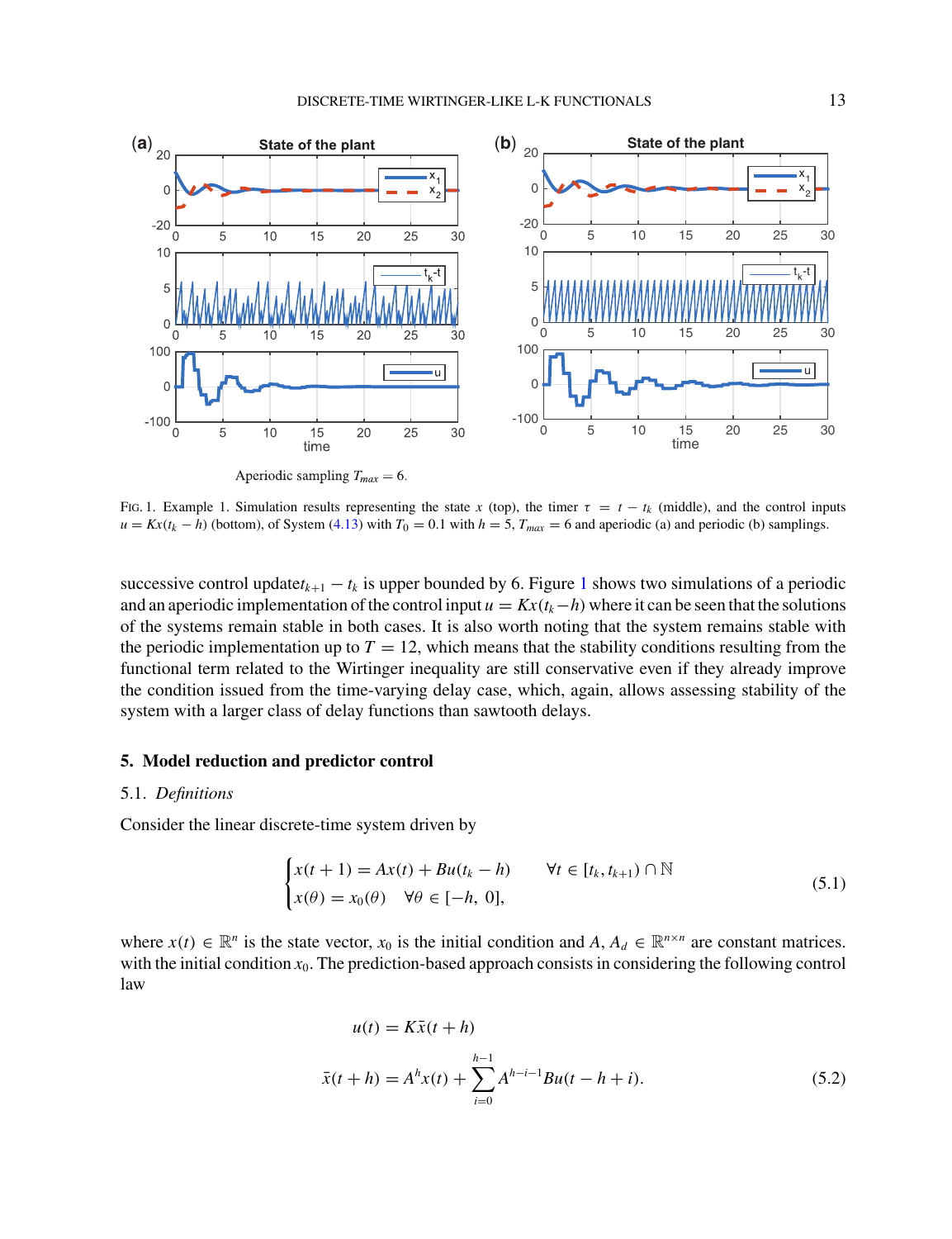Aperiodic sampling $T_{max} = 6$.

FIG. 1. Example 1. Simulation results representing the state $x$ (top), the timer $\tau = t - t_k$ (middle), and the control inputs $u = Kx(t_k - h)$ (bottom), of System (4.13) with $T_0 = 0.1$ with $h = 5$, $T_{max} = 6$ and aperiodic (a) and periodic (b) samplings.

successive control update$t_{k+1} - t_k$ is upper bounded by 6. Figure 1 shows two simulations of a periodic and an aperiodic implementation of the control input $u = Kx(t_k - h)$ where it can be seen that the solutions of the systems remain stable in both cases. It is also worth noting that the system remains stable with the periodic implementation up to $T = 12$, which means that the stability conditions resulting from the functional term related to the Wirtinger inequality are still conservative even if they already improve the condition issued from the time-varying delay case, which, again, allows assessing stability of the system with a larger class of delay functions than sawtooth delays.

## 5. Model reduction and predictor control

### 5.1. *Definitions*

Consider the linear discrete-time system driven by

$$\begin{cases} x(t+1) = Ax(t) + Bu(t_k - h) & \forall t \in [t_k, t_{k+1}) \cap \mathbb{N} \\ x(\theta) = x_0(\theta) \quad \forall \theta \in [-h,\ 0], \end{cases} \tag{5.1}$$

where $x(t) \in \mathbb{R}^n$ is the state vector, $x_0$ is the initial condition and $A, A_d \in \mathbb{R}^{n\times n}$ are constant matrices. with the initial condition $x_0$. The prediction-based approach consists in considering the following control law

$$\begin{aligned} u(t) &= K\bar{x}(t+h) \\ \bar{x}(t+h) &= A^h x(t) + \sum_{i=0}^{h-1} A^{h-i-1} Bu(t-h+i). \end{aligned} \tag{5.2}$$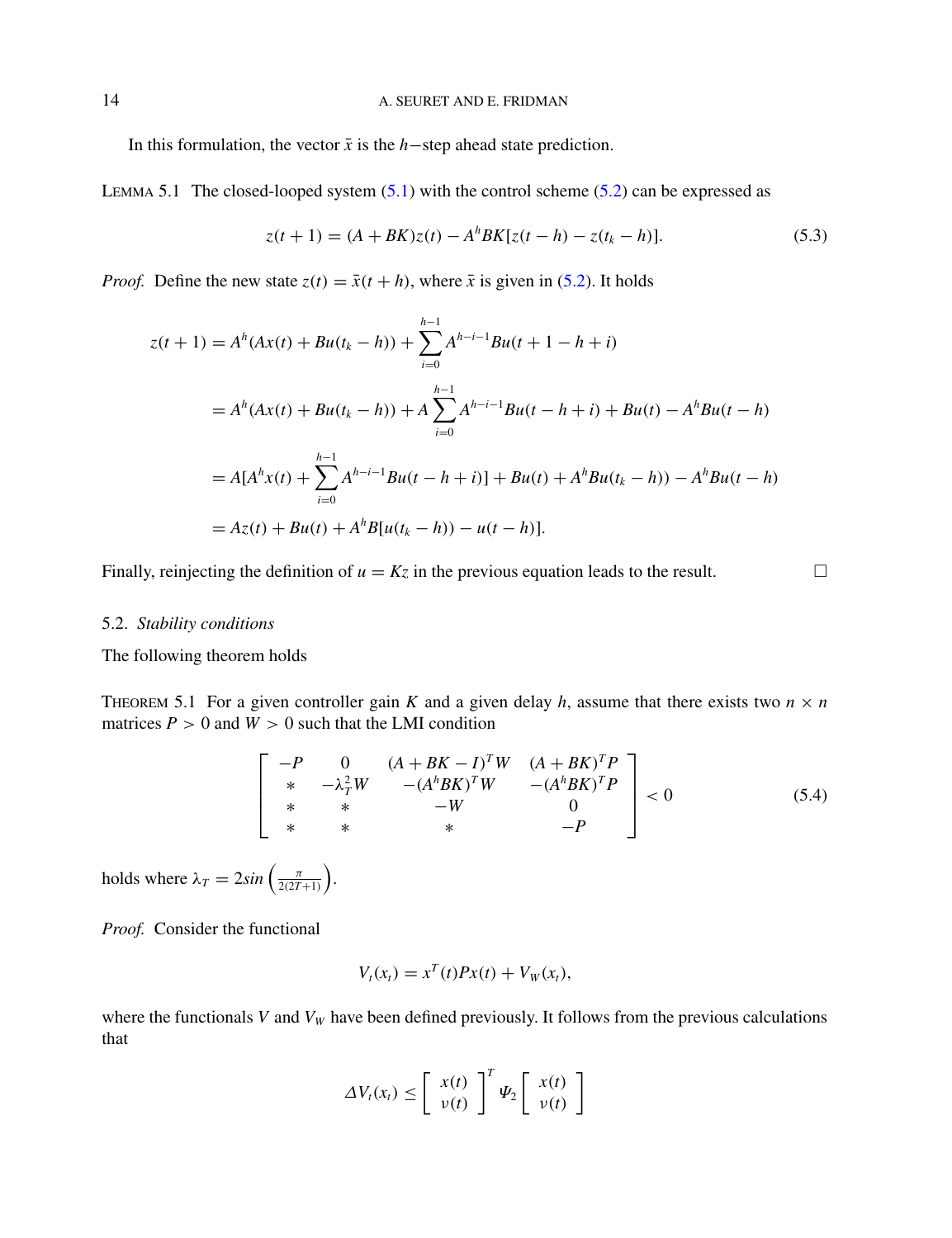In this formulation, the vector $\bar{x}$ is the $h-$step ahead state prediction.

LEMMA 5.1 The closed-looped system (5.1) with the control scheme (5.2) can be expressed as

$$z(t+1) = (A+BK)z(t) - A^h BK[z(t-h) - z(t_k - h)]. \tag{5.3}$$

*Proof.* Define the new state $z(t) = \bar{x}(t+h)$, where $\bar{x}$ is given in (5.2). It holds

$$\begin{aligned}
z(t+1) &= A^h(Ax(t) + Bu(t_k - h)) + \sum_{i=0}^{h-1} A^{h-i-1}Bu(t+1-h+i) \\
&= A^h(Ax(t) + Bu(t_k - h)) + A\sum_{i=0}^{h-1} A^{h-i-1}Bu(t-h+i) + Bu(t) - A^h Bu(t-h) \\
&= A[A^h x(t) + \sum_{i=0}^{h-1} A^{h-i-1}Bu(t-h+i)] + Bu(t) + A^h Bu(t_k - h)) - A^h Bu(t-h) \\
&= Az(t) + Bu(t) + A^h B[u(t_k - h)) - u(t-h)].
\end{aligned}$$

Finally, reinjecting the definition of $u = Kz$ in the previous equation leads to the result. $\square$

## 5.2. *Stability conditions*

The following theorem holds

THEOREM 5.1 For a given controller gain $K$ and a given delay $h$, assume that there exists two $n \times n$ matrices $P > 0$ and $W > 0$ such that the LMI condition

$$\begin{bmatrix} -P & 0 & (A+BK-I)^T W & (A+BK)^T P \\ * & -\lambda_T^2 W & -(A^h BK)^T W & -(A^h BK)^T P \\ * & * & -W & 0 \\ * & * & * & -P \end{bmatrix} < 0 \tag{5.4}$$

holds where $\lambda_T = 2sin\left(\frac{\pi}{2(2T+1)}\right)$.

*Proof.* Consider the functional

$$V_t(x_t) = x^T(t)Px(t) + V_W(x_t),$$

where the functionals $V$ and $V_W$ have been defined previously. It follows from the previous calculations that

$$\Delta V_t(x_t) \leq \begin{bmatrix} x(t) \\ \nu(t) \end{bmatrix}^T \Psi_2 \begin{bmatrix} x(t) \\ \nu(t) \end{bmatrix}$$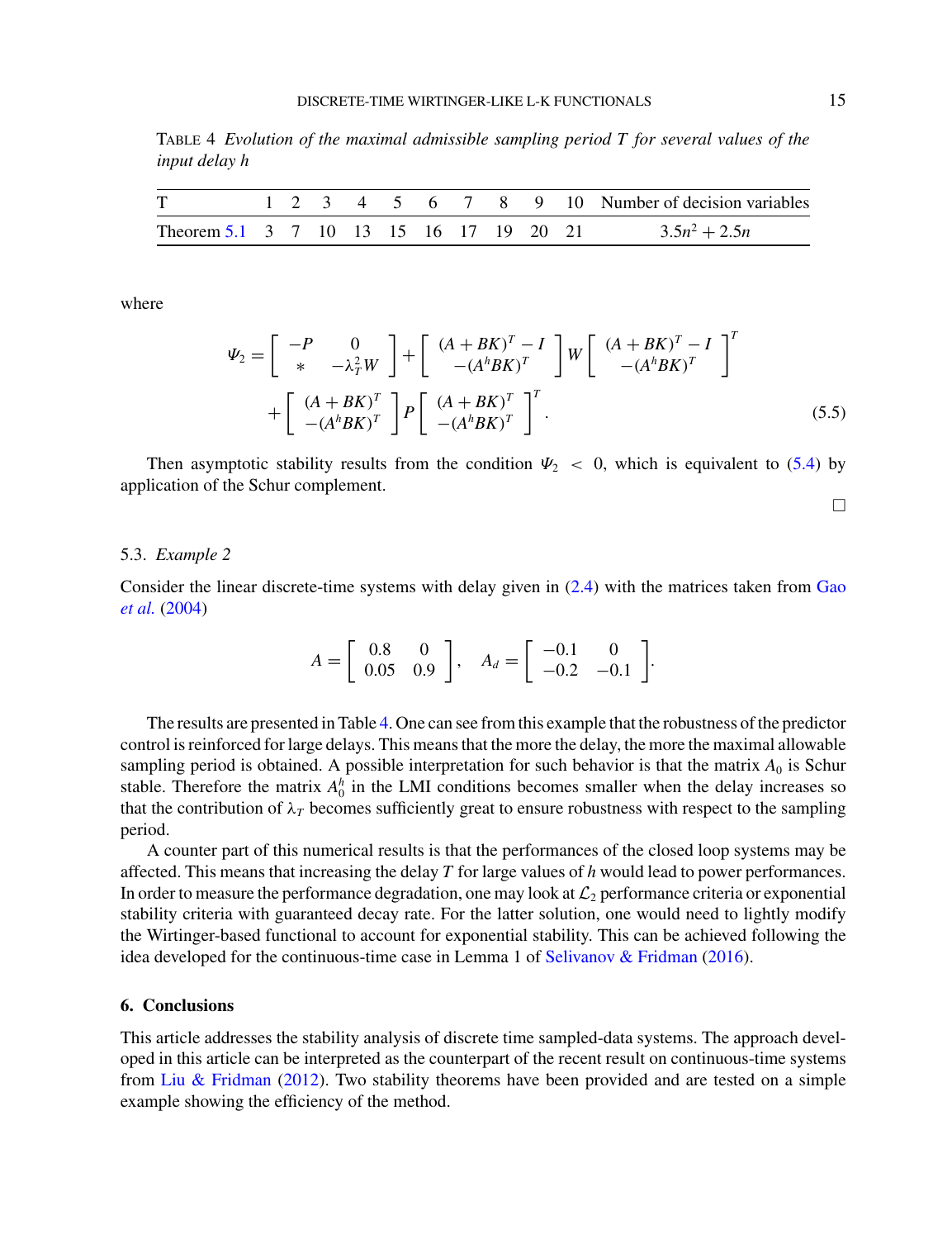TABLE 4 *Evolution of the maximal admissible sampling period T for several values of the input delay h*

| T | 1 | 2 | 3 | 4 | 5 | 6 | 7 | 8 | 9 | 10 | Number of decision variables |
|---|---|---|---|---|---|---|---|---|---|---|---|
| Theorem 5.1 | 3 | 7 | 10 | 13 | 15 | 16 | 17 | 19 | 20 | 21 | $3.5n^2 + 2.5n$ |

where

$$
\Psi_2 = \begin{bmatrix} -P & 0 \\ * & -\lambda_T^2 W \end{bmatrix} + \begin{bmatrix} (A+BK)^T - I \\ -(A^h BK)^T \end{bmatrix} W \begin{bmatrix} (A+BK)^T - I \\ -(A^h BK)^T \end{bmatrix}^T + \begin{bmatrix} (A+BK)^T \\ -(A^h BK)^T \end{bmatrix} P \begin{bmatrix} (A+BK)^T \\ -(A^h BK)^T \end{bmatrix}^T. \tag{5.5}
$$

Then asymptotic stability results from the condition $\Psi_2 < 0$, which is equivalent to (5.4) by application of the Schur complement.

□

### 5.3. *Example 2*

Consider the linear discrete-time systems with delay given in (2.4) with the matrices taken from Gao *et al.* (2004)

$$
A = \begin{bmatrix} 0.8 & 0 \\ 0.05 & 0.9 \end{bmatrix}, \quad A_d = \begin{bmatrix} -0.1 & 0 \\ -0.2 & -0.1 \end{bmatrix}.
$$

The results are presented in Table 4. One can see from this example that the robustness of the predictor control is reinforced for large delays. This means that the more the delay, the more the maximal allowable sampling period is obtained. A possible interpretation for such behavior is that the matrix $A_0$ is Schur stable. Therefore the matrix $A_0^h$ in the LMI conditions becomes smaller when the delay increases so that the contribution of $\lambda_T$ becomes sufficiently great to ensure robustness with respect to the sampling period.

A counter part of this numerical results is that the performances of the closed loop systems may be affected. This means that increasing the delay $T$ for large values of $h$ would lead to power performances. In order to measure the performance degradation, one may look at $\mathcal{L}_2$ performance criteria or exponential stability criteria with guaranteed decay rate. For the latter solution, one would need to lightly modify the Wirtinger-based functional to account for exponential stability. This can be achieved following the idea developed for the continuous-time case in Lemma 1 of Selivanov & Fridman (2016).

## 6. Conclusions

This article addresses the stability analysis of discrete time sampled-data systems. The approach developed in this article can be interpreted as the counterpart of the recent result on continuous-time systems from Liu & Fridman (2012). Two stability theorems have been provided and are tested on a simple example showing the efficiency of the method.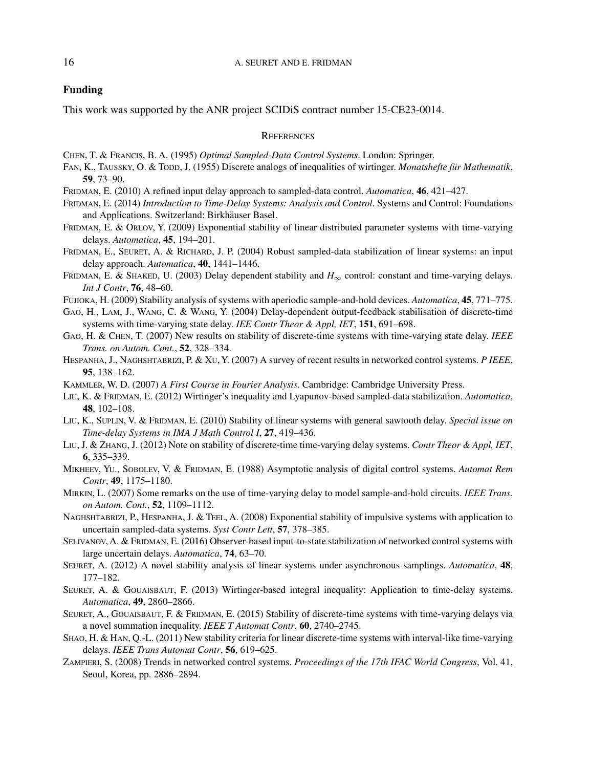## Funding

This work was supported by the ANR project SCIDiS contract number 15-CE23-0014.

## References

Chen, T. & Francis, B. A. (1995) *Optimal Sampled-Data Control Systems*. London: Springer.

Fan, K., Taussky, O. & Todd, J. (1955) Discrete analogs of inequalities of wirtinger. *Monatshefte für Mathematik*, **59**, 73–90.

Fridman, E. (2010) A refined input delay approach to sampled-data control. *Automatica*, **46**, 421–427.

Fridman, E. (2014) *Introduction to Time-Delay Systems: Analysis and Control*. Systems and Control: Foundations and Applications. Switzerland: Birkhäuser Basel.

Fridman, E. & Orlov, Y. (2009) Exponential stability of linear distributed parameter systems with time-varying delays. *Automatica*, **45**, 194–201.

Fridman, E., Seuret, A. & Richard, J. P. (2004) Robust sampled-data stabilization of linear systems: an input delay approach. *Automatica*, **40**, 1441–1446.

Fridman, E. & Shaked, U. (2003) Delay dependent stability and $H_\infty$ control: constant and time-varying delays. *Int J Contr*, **76**, 48–60.

Fujioka, H. (2009) Stability analysis of systems with aperiodic sample-and-hold devices. *Automatica*, **45**, 771–775.

Gao, H., Lam, J., Wang, C. & Wang, Y. (2004) Delay-dependent output-feedback stabilisation of discrete-time systems with time-varying state delay. *IEE Contr Theor & Appl, IET*, **151**, 691–698.

Gao, H. & Chen, T. (2007) New results on stability of discrete-time systems with time-varying state delay. *IEEE Trans. on Autom. Cont.*, **52**, 328–334.

Hespanha, J., Naghshtabrizi, P. & Xu, Y. (2007) A survey of recent results in networked control systems. *P IEEE*, **95**, 138–162.

Kammler, W. D. (2007) *A First Course in Fourier Analysis*. Cambridge: Cambridge University Press.

Liu, K. & Fridman, E. (2012) Wirtinger's inequality and Lyapunov-based sampled-data stabilization. *Automatica*, **48**, 102–108.

Liu, K., Suplin, V. & Fridman, E. (2010) Stability of linear systems with general sawtooth delay. *Special issue on Time-delay Systems in IMA J Math Control I*, **27**, 419–436.

Liu, J. & Zhang, J. (2012) Note on stability of discrete-time time-varying delay systems. *Contr Theor & Appl, IET*, **6**, 335–339.

Mikheev, Yu., Sobolev, V. & Fridman, E. (1988) Asymptotic analysis of digital control systems. *Automat Rem Contr*, **49**, 1175–1180.

Mirkin, L. (2007) Some remarks on the use of time-varying delay to model sample-and-hold circuits. *IEEE Trans. on Autom. Cont.*, **52**, 1109–1112.

Naghshtabrizi, P., Hespanha, J. & Teel, A. (2008) Exponential stability of impulsive systems with application to uncertain sampled-data systems. *Syst Contr Lett*, **57**, 378–385.

Selivanov, A. & Fridman, E. (2016) Observer-based input-to-state stabilization of networked control systems with large uncertain delays. *Automatica*, **74**, 63–70.

Seuret, A. (2012) A novel stability analysis of linear systems under asynchronous samplings. *Automatica*, **48**, 177–182.

Seuret, A. & Gouaisbaut, F. (2013) Wirtinger-based integral inequality: Application to time-delay systems. *Automatica*, **49**, 2860–2866.

Seuret, A., Gouaisbaut, F. & Fridman, E. (2015) Stability of discrete-time systems with time-varying delays via a novel summation inequality. *IEEE T Automat Contr*, **60**, 2740–2745.

Shao, H. & Han, Q.-L. (2011) New stability criteria for linear discrete-time systems with interval-like time-varying delays. *IEEE Trans Automat Contr*, **56**, 619–625.

Zampieri, S. (2008) Trends in networked control systems. *Proceedings of the 17th IFAC World Congress*, Vol. 41, Seoul, Korea, pp. 2886–2894.